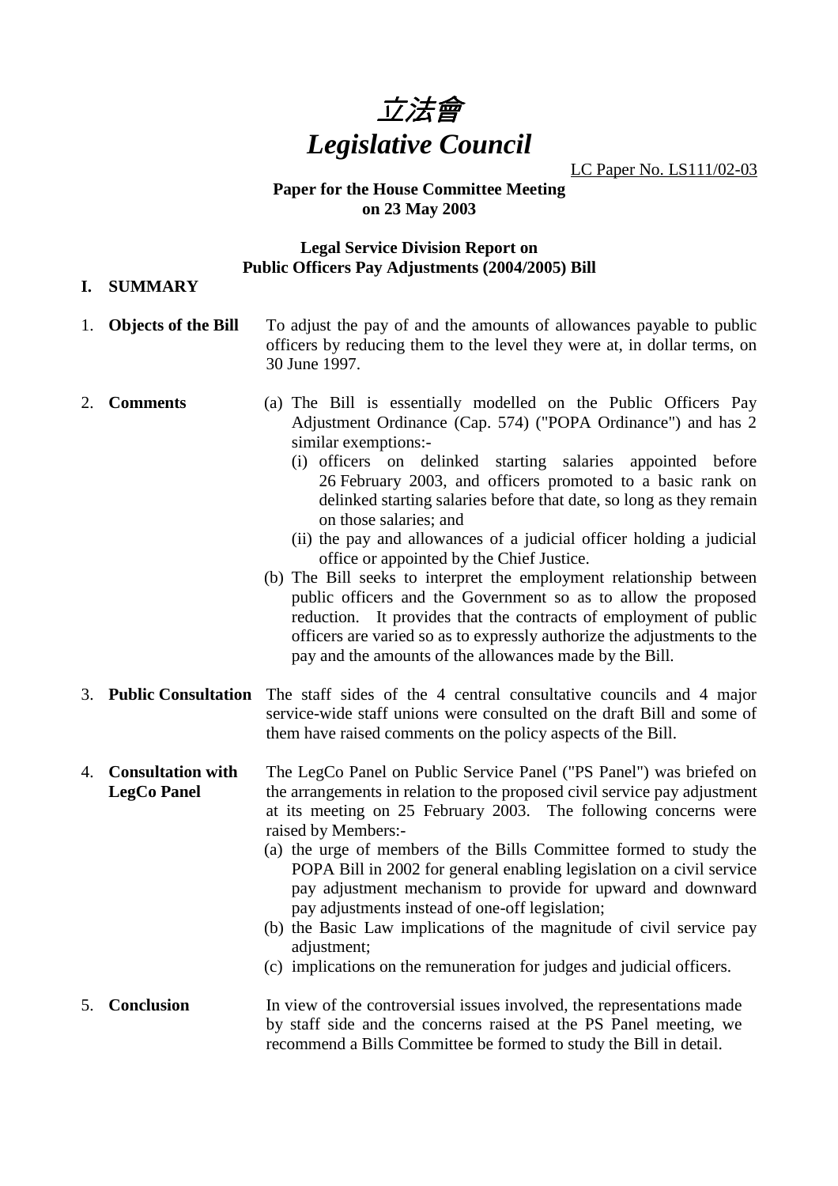# 立法會
# *Legislative Council*

LC Paper No. LS111/02-03

**Paper for the House Committee Meeting on 23 May 2003**

**Legal Service Division Report on Public Officers Pay Adjustments (2004/2005) Bill**

## I. SUMMARY

1. **Objects of the Bill**

   To adjust the pay of and the amounts of allowances payable to public officers by reducing them to the level they were at, in dollar terms, on 30 June 1997.

2. **Comments**

   (a) The Bill is essentially modelled on the Public Officers Pay Adjustment Ordinance (Cap. 574) ("POPA Ordinance") and has 2 similar exemptions:-

   (i) officers on delinked starting salaries appointed before 26 February 2003, and officers promoted to a basic rank on delinked starting salaries before that date, so long as they remain on those salaries; and

   (ii) the pay and allowances of a judicial officer holding a judicial office or appointed by the Chief Justice.

   (b) The Bill seeks to interpret the employment relationship between public officers and the Government so as to allow the proposed reduction. It provides that the contracts of employment of public officers are varied so as to expressly authorize the adjustments to the pay and the amounts of the allowances made by the Bill.

3. **Public Consultation**

   The staff sides of the 4 central consultative councils and 4 major service-wide staff unions were consulted on the draft Bill and some of them have raised comments on the policy aspects of the Bill.

4. **Consultation with LegCo Panel**

   The LegCo Panel on Public Service Panel ("PS Panel") was briefed on the arrangements in relation to the proposed civil service pay adjustment at its meeting on 25 February 2003. The following concerns were raised by Members:-

   (a) the urge of members of the Bills Committee formed to study the POPA Bill in 2002 for general enabling legislation on a civil service pay adjustment mechanism to provide for upward and downward pay adjustments instead of one-off legislation;

   (b) the Basic Law implications of the magnitude of civil service pay adjustment;

   (c) implications on the remuneration for judges and judicial officers.

5. **Conclusion**

   In view of the controversial issues involved, the representations made by staff side and the concerns raised at the PS Panel meeting, we recommend a Bills Committee be formed to study the Bill in detail.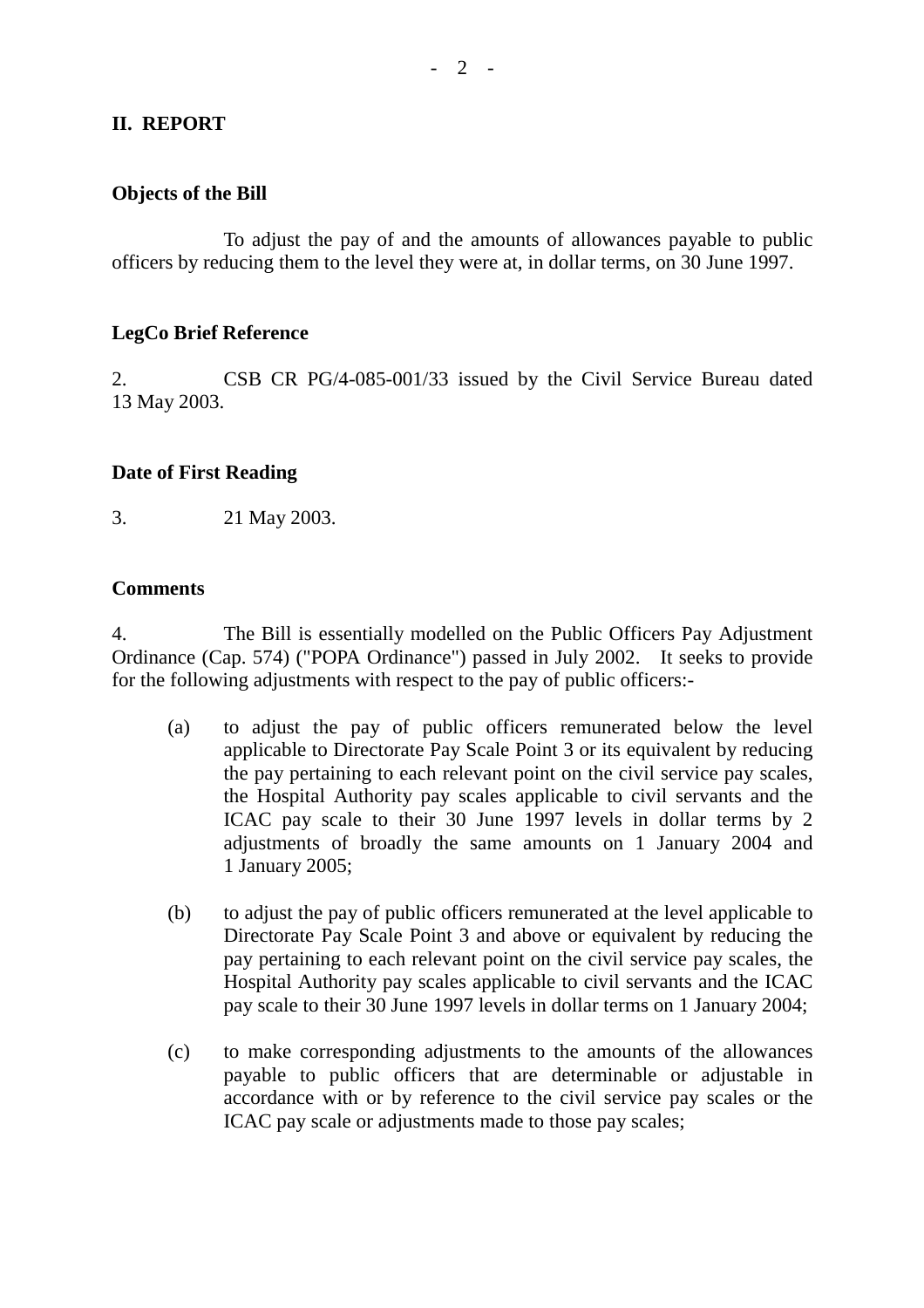## II. REPORT

### Objects of the Bill

To adjust the pay of and the amounts of allowances payable to public officers by reducing them to the level they were at, in dollar terms, on 30 June 1997.

### LegCo Brief Reference

2. CSB CR PG/4-085-001/33 issued by the Civil Service Bureau dated 13 May 2003.

### Date of First Reading

3. 21 May 2003.

### Comments

4. The Bill is essentially modelled on the Public Officers Pay Adjustment Ordinance (Cap. 574) ("POPA Ordinance") passed in July 2002. It seeks to provide for the following adjustments with respect to the pay of public officers:-

(a) to adjust the pay of public officers remunerated below the level applicable to Directorate Pay Scale Point 3 or its equivalent by reducing the pay pertaining to each relevant point on the civil service pay scales, the Hospital Authority pay scales applicable to civil servants and the ICAC pay scale to their 30 June 1997 levels in dollar terms by 2 adjustments of broadly the same amounts on 1 January 2004 and 1 January 2005;

(b) to adjust the pay of public officers remunerated at the level applicable to Directorate Pay Scale Point 3 and above or equivalent by reducing the pay pertaining to each relevant point on the civil service pay scales, the Hospital Authority pay scales applicable to civil servants and the ICAC pay scale to their 30 June 1997 levels in dollar terms on 1 January 2004;

(c) to make corresponding adjustments to the amounts of the allowances payable to public officers that are determinable or adjustable in accordance with or by reference to the civil service pay scales or the ICAC pay scale or adjustments made to those pay scales;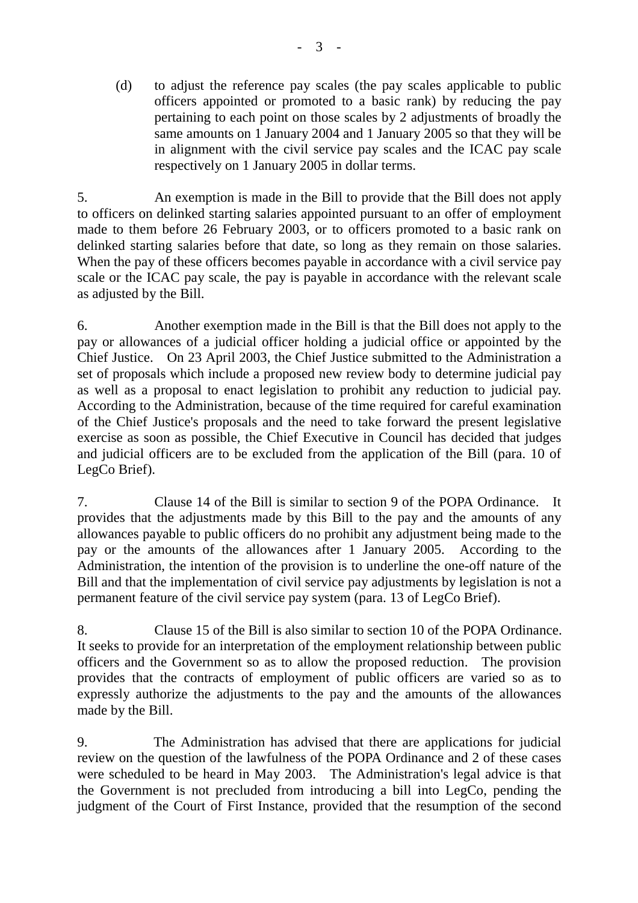(d) to adjust the reference pay scales (the pay scales applicable to public officers appointed or promoted to a basic rank) by reducing the pay pertaining to each point on those scales by 2 adjustments of broadly the same amounts on 1 January 2004 and 1 January 2005 so that they will be in alignment with the civil service pay scales and the ICAC pay scale respectively on 1 January 2005 in dollar terms.

5. An exemption is made in the Bill to provide that the Bill does not apply to officers on delinked starting salaries appointed pursuant to an offer of employment made to them before 26 February 2003, or to officers promoted to a basic rank on delinked starting salaries before that date, so long as they remain on those salaries. When the pay of these officers becomes payable in accordance with a civil service pay scale or the ICAC pay scale, the pay is payable in accordance with the relevant scale as adjusted by the Bill.

6. Another exemption made in the Bill is that the Bill does not apply to the pay or allowances of a judicial officer holding a judicial office or appointed by the Chief Justice. On 23 April 2003, the Chief Justice submitted to the Administration a set of proposals which include a proposed new review body to determine judicial pay as well as a proposal to enact legislation to prohibit any reduction to judicial pay. According to the Administration, because of the time required for careful examination of the Chief Justice's proposals and the need to take forward the present legislative exercise as soon as possible, the Chief Executive in Council has decided that judges and judicial officers are to be excluded from the application of the Bill (para. 10 of LegCo Brief).

7. Clause 14 of the Bill is similar to section 9 of the POPA Ordinance. It provides that the adjustments made by this Bill to the pay and the amounts of any allowances payable to public officers do no prohibit any adjustment being made to the pay or the amounts of the allowances after 1 January 2005. According to the Administration, the intention of the provision is to underline the one-off nature of the Bill and that the implementation of civil service pay adjustments by legislation is not a permanent feature of the civil service pay system (para. 13 of LegCo Brief).

8. Clause 15 of the Bill is also similar to section 10 of the POPA Ordinance. It seeks to provide for an interpretation of the employment relationship between public officers and the Government so as to allow the proposed reduction. The provision provides that the contracts of employment of public officers are varied so as to expressly authorize the adjustments to the pay and the amounts of the allowances made by the Bill.

9. The Administration has advised that there are applications for judicial review on the question of the lawfulness of the POPA Ordinance and 2 of these cases were scheduled to be heard in May 2003. The Administration's legal advice is that the Government is not precluded from introducing a bill into LegCo, pending the judgment of the Court of First Instance, provided that the resumption of the second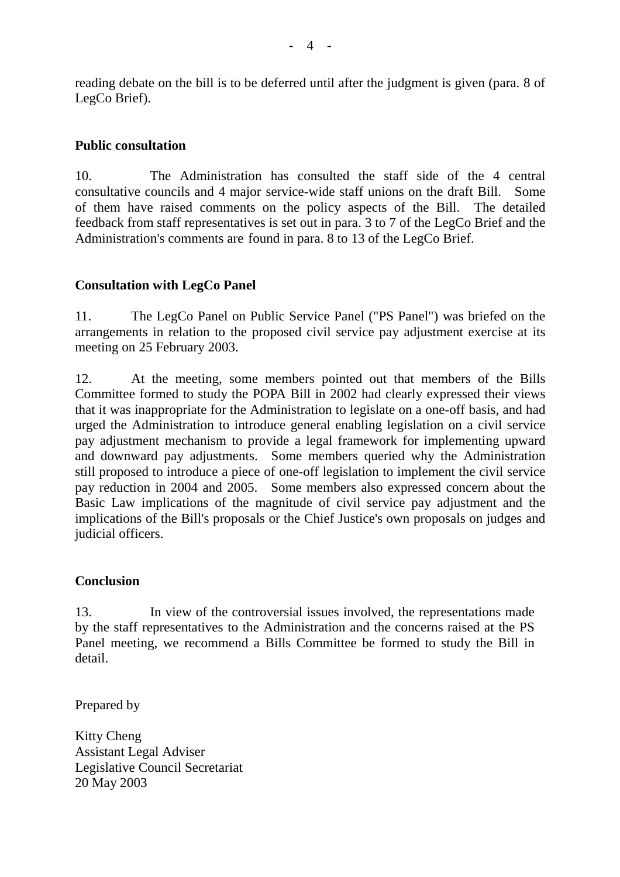reading debate on the bill is to be deferred until after the judgment is given (para. 8 of LegCo Brief).

**Public consultation**

10. The Administration has consulted the staff side of the 4 central consultative councils and 4 major service-wide staff unions on the draft Bill. Some of them have raised comments on the policy aspects of the Bill. The detailed feedback from staff representatives is set out in para. 3 to 7 of the LegCo Brief and the Administration's comments are found in para. 8 to 13 of the LegCo Brief.

**Consultation with LegCo Panel**

11. The LegCo Panel on Public Service Panel ("PS Panel") was briefed on the arrangements in relation to the proposed civil service pay adjustment exercise at its meeting on 25 February 2003.

12. At the meeting, some members pointed out that members of the Bills Committee formed to study the POPA Bill in 2002 had clearly expressed their views that it was inappropriate for the Administration to legislate on a one-off basis, and had urged the Administration to introduce general enabling legislation on a civil service pay adjustment mechanism to provide a legal framework for implementing upward and downward pay adjustments. Some members queried why the Administration still proposed to introduce a piece of one-off legislation to implement the civil service pay reduction in 2004 and 2005. Some members also expressed concern about the Basic Law implications of the magnitude of civil service pay adjustment and the implications of the Bill's proposals or the Chief Justice's own proposals on judges and judicial officers.

**Conclusion**

13. In view of the controversial issues involved, the representations made by the staff representatives to the Administration and the concerns raised at the PS Panel meeting, we recommend a Bills Committee be formed to study the Bill in detail.

Prepared by

Kitty Cheng
Assistant Legal Adviser
Legislative Council Secretariat
20 May 2003